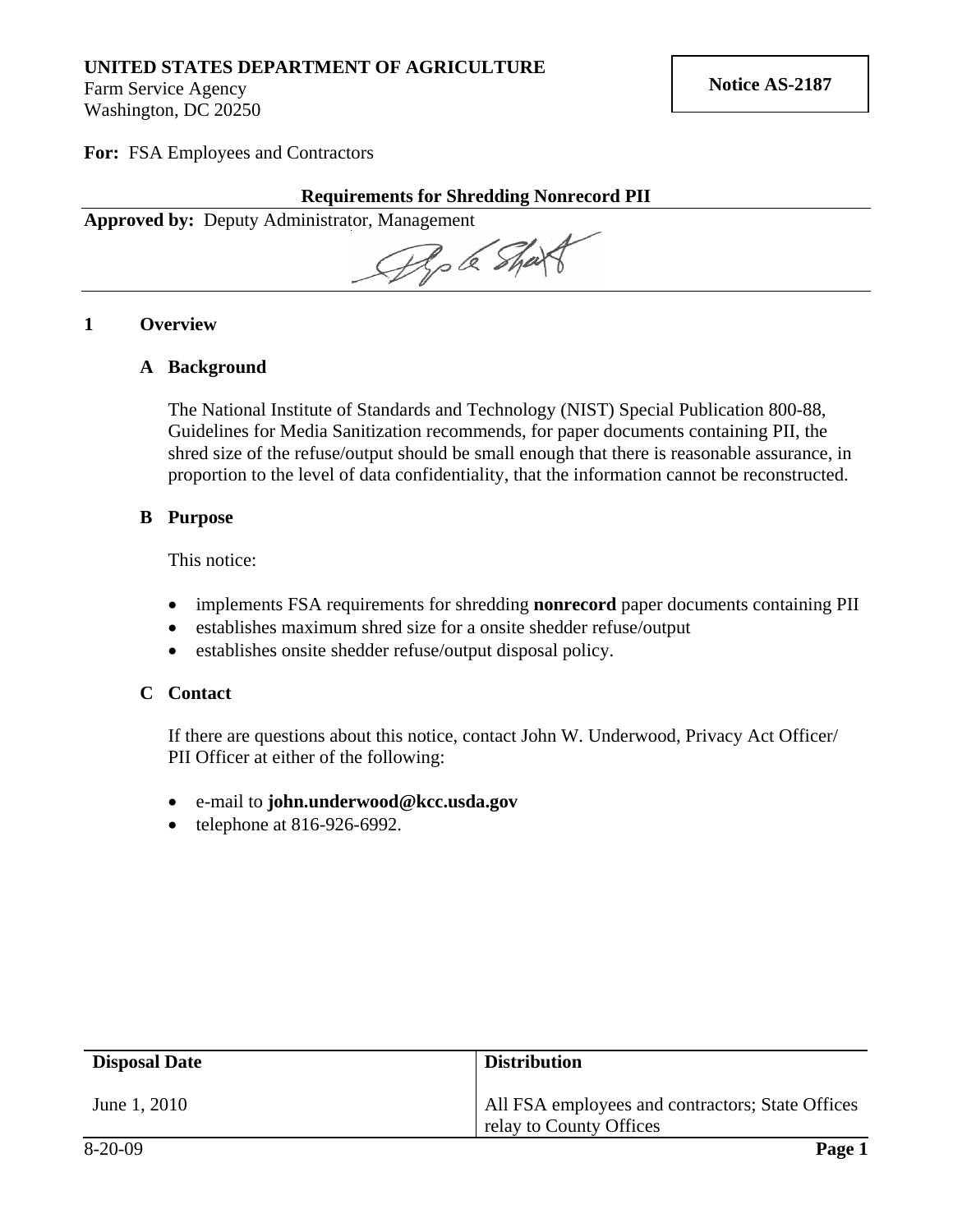**UNITED STATES DEPARTMENT OF AGRICULTURE**
Farm Service Agency
Washington, DC 20250

**Notice AS-2187**

**For:** FSA Employees and Contractors

## Requirements for Shredding Nonrecord PII

**Approved by:** Deputy Administrator, Management

## 1 Overview

### A Background

The National Institute of Standards and Technology (NIST) Special Publication 800-88, Guidelines for Media Sanitization recommends, for paper documents containing PII, the shred size of the refuse/output should be small enough that there is reasonable assurance, in proportion to the level of data confidentiality, that the information cannot be reconstructed.

### B Purpose

This notice:

- implements FSA requirements for shredding **nonrecord** paper documents containing PII
- establishes maximum shred size for a onsite shedder refuse/output
- establishes onsite shedder refuse/output disposal policy.

### C Contact

If there are questions about this notice, contact John W. Underwood, Privacy Act Officer/ PII Officer at either of the following:

- e-mail to **john.underwood@kcc.usda.gov**
- telephone at 816-926-6992.

| Disposal Date | Distribution |
| --- | --- |
| June 1, 2010 | All FSA employees and contractors; State Offices relay to County Offices |

8-20-09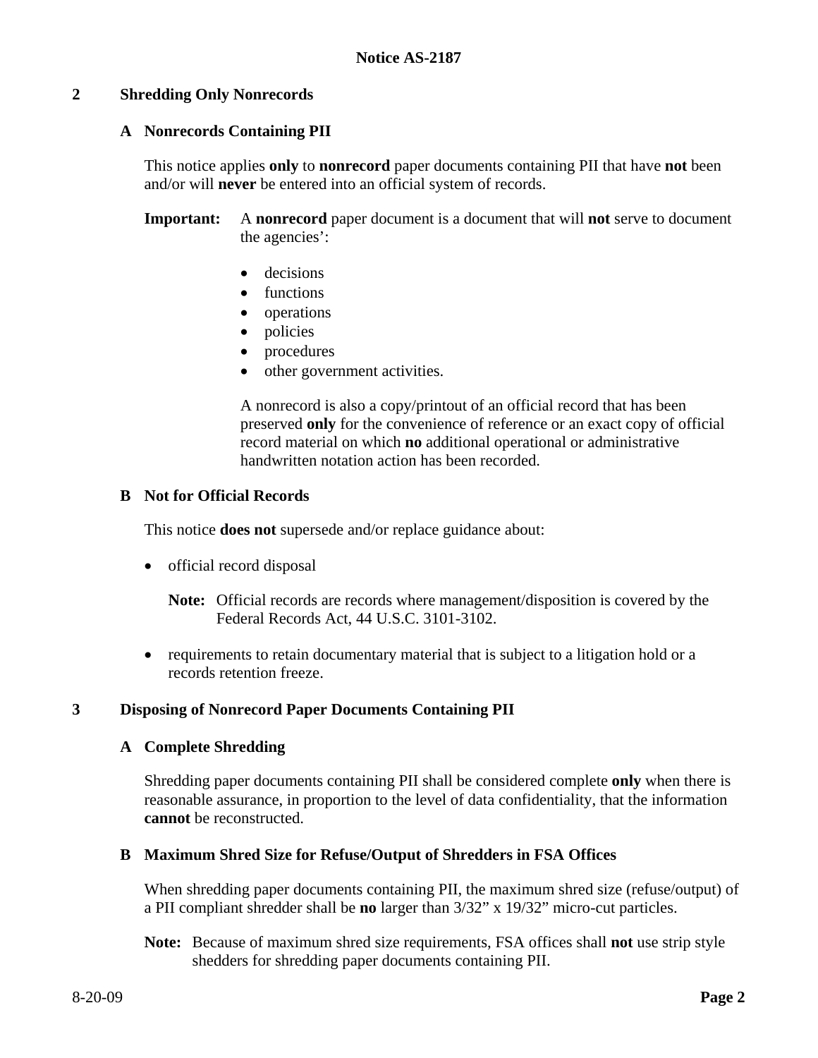## 2 Shredding Only Nonrecords

### A Nonrecords Containing PII

This notice applies **only** to **nonrecord** paper documents containing PII that have **not** been and/or will **never** be entered into an official system of records.

**Important:** A **nonrecord** paper document is a document that will **not** serve to document the agencies':

- decisions
- functions
- operations
- policies
- procedures
- other government activities.

A nonrecord is also a copy/printout of an official record that has been preserved **only** for the convenience of reference or an exact copy of official record material on which **no** additional operational or administrative handwritten notation action has been recorded.

### B Not for Official Records

This notice **does not** supersede and/or replace guidance about:

- official record disposal

  **Note:** Official records are records where management/disposition is covered by the Federal Records Act, 44 U.S.C. 3101-3102.

- requirements to retain documentary material that is subject to a litigation hold or a records retention freeze.

## 3 Disposing of Nonrecord Paper Documents Containing PII

### A Complete Shredding

Shredding paper documents containing PII shall be considered complete **only** when there is reasonable assurance, in proportion to the level of data confidentiality, that the information **cannot** be reconstructed.

### B Maximum Shred Size for Refuse/Output of Shredders in FSA Offices

When shredding paper documents containing PII, the maximum shred size (refuse/output) of a PII compliant shredder shall be **no** larger than 3/32" x 19/32" micro-cut particles.

**Note:** Because of maximum shred size requirements, FSA offices shall **not** use strip style shedders for shredding paper documents containing PII.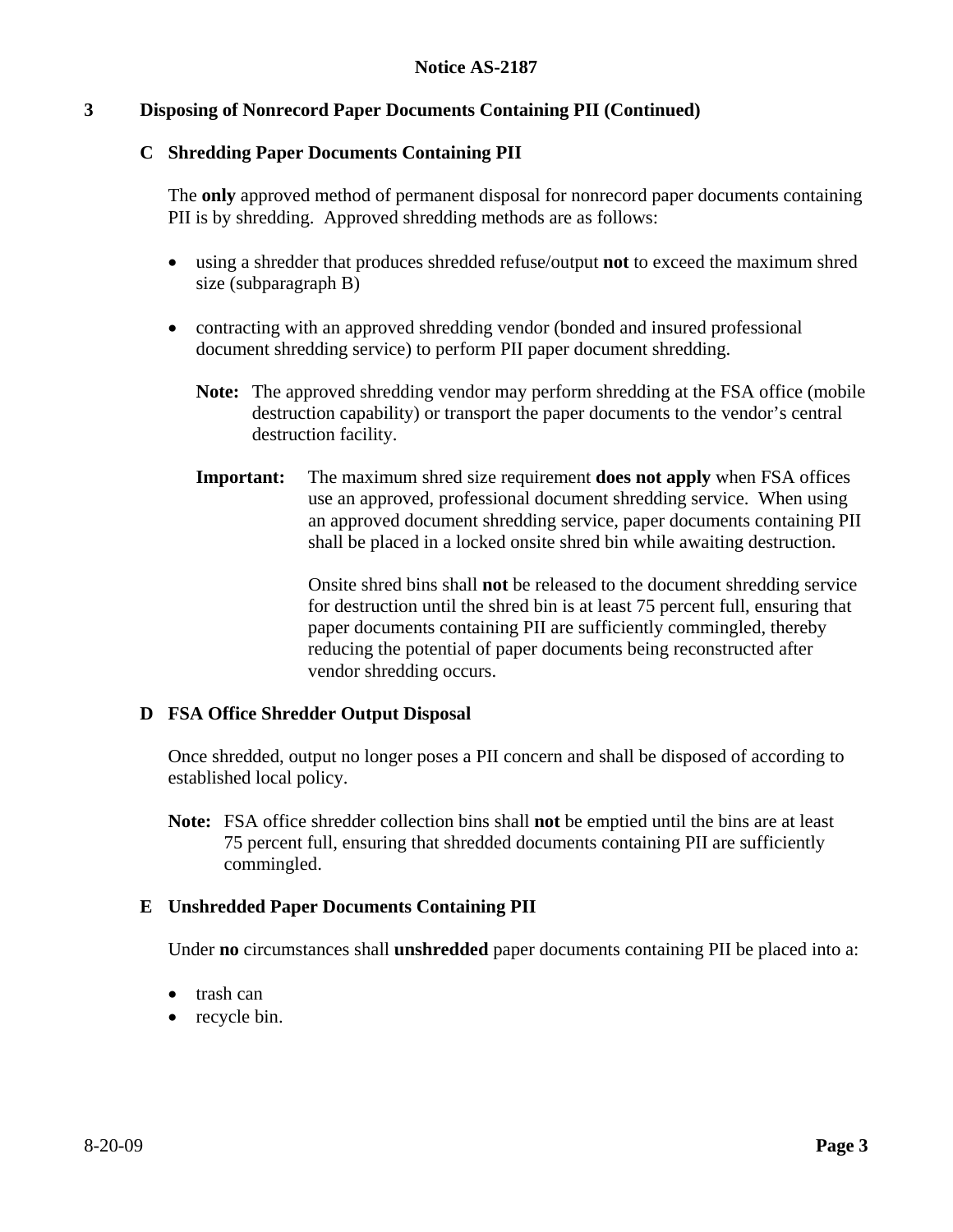## 3 Disposing of Nonrecord Paper Documents Containing PII (Continued)

### C Shredding Paper Documents Containing PII

The **only** approved method of permanent disposal for nonrecord paper documents containing PII is by shredding. Approved shredding methods are as follows:

- using a shredder that produces shredded refuse/output **not** to exceed the maximum shred size (subparagraph B)
- contracting with an approved shredding vendor (bonded and insured professional document shredding service) to perform PII paper document shredding.

  **Note:** The approved shredding vendor may perform shredding at the FSA office (mobile destruction capability) or transport the paper documents to the vendor's central destruction facility.

  **Important:** The maximum shred size requirement **does not apply** when FSA offices use an approved, professional document shredding service. When using an approved document shredding service, paper documents containing PII shall be placed in a locked onsite shred bin while awaiting destruction.

  Onsite shred bins shall **not** be released to the document shredding service for destruction until the shred bin is at least 75 percent full, ensuring that paper documents containing PII are sufficiently commingled, thereby reducing the potential of paper documents being reconstructed after vendor shredding occurs.

### D FSA Office Shredder Output Disposal

Once shredded, output no longer poses a PII concern and shall be disposed of according to established local policy.

**Note:** FSA office shredder collection bins shall **not** be emptied until the bins are at least 75 percent full, ensuring that shredded documents containing PII are sufficiently commingled.

### E Unshredded Paper Documents Containing PII

Under **no** circumstances shall **unshredded** paper documents containing PII be placed into a:

- trash can
- recycle bin.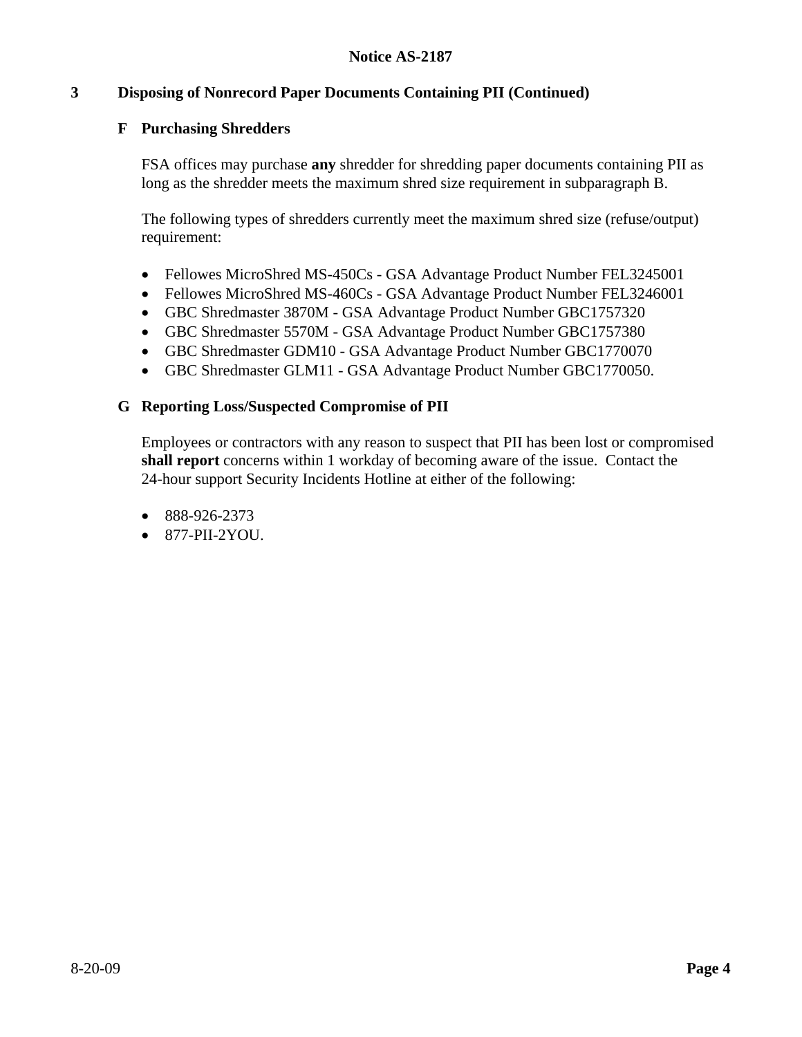## 3 Disposing of Nonrecord Paper Documents Containing PII (Continued)

### F Purchasing Shredders

FSA offices may purchase **any** shredder for shredding paper documents containing PII as long as the shredder meets the maximum shred size requirement in subparagraph B.

The following types of shredders currently meet the maximum shred size (refuse/output) requirement:

- Fellowes MicroShred MS-450Cs - GSA Advantage Product Number FEL3245001
- Fellowes MicroShred MS-460Cs - GSA Advantage Product Number FEL3246001
- GBC Shredmaster 3870M - GSA Advantage Product Number GBC1757320
- GBC Shredmaster 5570M - GSA Advantage Product Number GBC1757380
- GBC Shredmaster GDM10 - GSA Advantage Product Number GBC1770070
- GBC Shredmaster GLM11 - GSA Advantage Product Number GBC1770050.

### G Reporting Loss/Suspected Compromise of PII

Employees or contractors with any reason to suspect that PII has been lost or compromised **shall report** concerns within 1 workday of becoming aware of the issue. Contact the 24-hour support Security Incidents Hotline at either of the following:

- 888-926-2373
- 877-PII-2YOU.